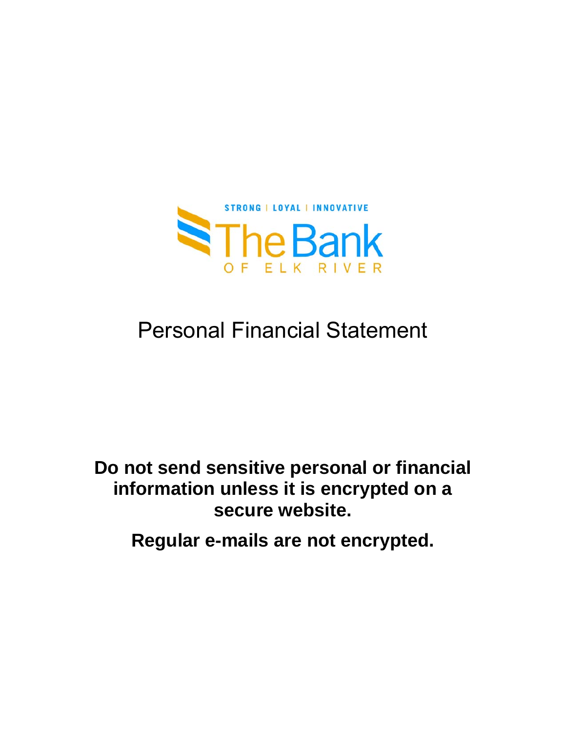STRONG | LOYAL | INNOVATIVE

The Bank

OF ELK RIVER

# Personal Financial Statement

**Do not send sensitive personal or financial information unless it is encrypted on a secure website.**

**Regular e-mails are not encrypted.**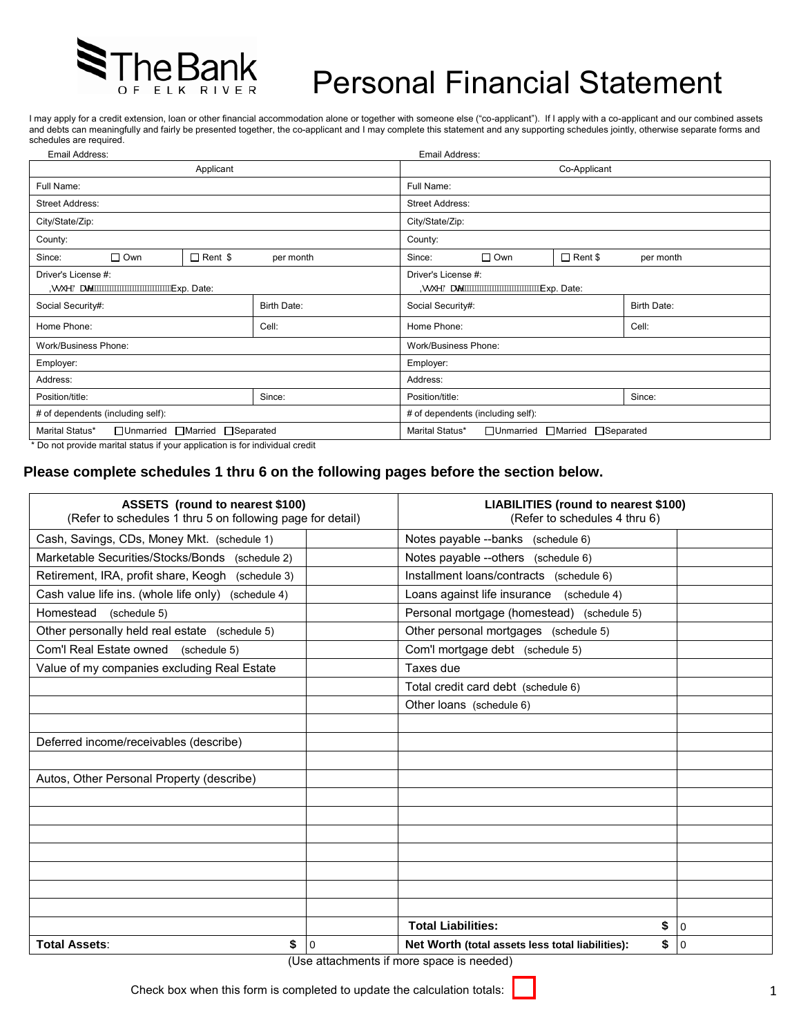# Personal Financial Statement

The Bank of Elk River

I may apply for a credit extension, loan or other financial accommodation alone or together with someone else ("co-applicant"). If I apply with a co-applicant and our combined assets and debts can meaningfully and fairly be presented together, the co-applicant and I may complete this statement and any supporting schedules jointly, otherwise separate forms and schedules are required.

| Email Address: | | | | Email Address: | | | |
|---|---|---|---|---|---|---|---|
| Applicant | | | | Co-Applicant | | | |
| Full Name: | | | | Full Name: | | | |
| Street Address: | | | | Street Address: | | | |
| City/State/Zip: | | | | City/State/Zip: | | | |
| County: | | | | County: | | | |
| Since: | ☐ Own | ☐ Rent $ | per month | Since: | ☐ Own | ☐ Rent $ | per month |
| Driver's License #: Issue Date: Exp. Date: | | | | Driver's License #: Issue Date: Exp. Date: | | | |
| Social Security#: | | Birth Date: | | Social Security#: | | Birth Date: | |
| Home Phone: | | Cell: | | Home Phone: | | Cell: | |
| Work/Business Phone: | | | | Work/Business Phone: | | | |
| Employer: | | | | Employer: | | | |
| Address: | | | | Address: | | | |
| Position/title: | | Since: | | Position/title: | | Since: | |
| # of dependents (including self): | | | | # of dependents (including self): | | | |
| Marital Status* | ☐Unmarried ☐Married ☐Separated | | | Marital Status* | ☐Unmarried ☐Married ☐Separated | | |

\* Do not provide marital status if your application is for individual credit

## Please complete schedules 1 thru 6 on the following pages before the section below.

| ASSETS (round to nearest $100) (Refer to schedules 1 thru 5 on following page for detail) | | LIABILITIES (round to nearest $100) (Refer to schedules 4 thru 6) | |
|---|---|---|---|
| Cash, Savings, CDs, Money Mkt. (schedule 1) | | Notes payable --banks (schedule 6) | |
| Marketable Securities/Stocks/Bonds (schedule 2) | | Notes payable --others (schedule 6) | |
| Retirement, IRA, profit share, Keogh (schedule 3) | | Installment loans/contracts (schedule 6) | |
| Cash value life ins. (whole life only) (schedule 4) | | Loans against life insurance (schedule 4) | |
| Homestead (schedule 5) | | Personal mortgage (homestead) (schedule 5) | |
| Other personally held real estate (schedule 5) | | Other personal mortgages (schedule 5) | |
| Com'l Real Estate owned (schedule 5) | | Com'l mortgage debt (schedule 5) | |
| Value of my companies excluding Real Estate | | Taxes due | |
| | | Total credit card debt (schedule 6) | |
| | | Other loans (schedule 6) | |
| | | | |
| Deferred income/receivables (describe) | | | |
| | | | |
| Autos, Other Personal Property (describe) | | | |
| | | | |
| | | | |
| | | | |
| | | | |
| | | | |
| | | | |
| | | **Total Liabilities: $** | 0 |
| **Total Assets: $** | 0 | **Net Worth (total assets less total liabilities): $** | 0 |

(Use attachments if more space is needed)

Check box when this form is completed to update the calculation totals: ☐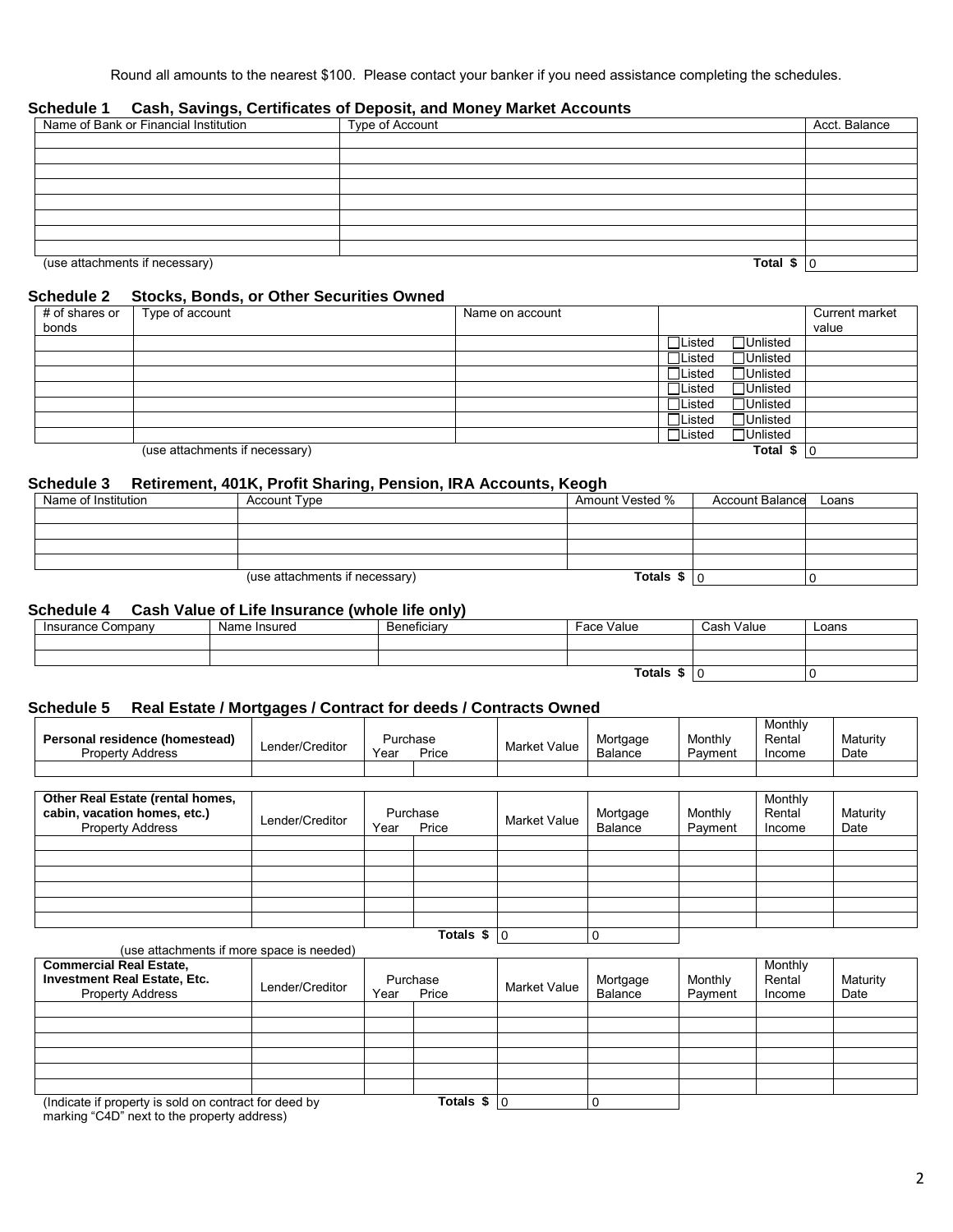Round all amounts to the nearest $100. Please contact your banker if you need assistance completing the schedules.

### Schedule 1 Cash, Savings, Certificates of Deposit, and Money Market Accounts

| Name of Bank or Financial Institution | Type of Account | Acct. Balance |
|---|---|---|
| | | |
| | | |
| | | |
| | | |
| | | |
| | | |
| | | |
| | | |
| (use attachments if necessary) | Total $ | 0 |

### Schedule 2 Stocks, Bonds, or Other Securities Owned

| # of shares or bonds | Type of account | Name on account | | Current market value |
|---|---|---|---|---|
| | | | ☐Listed ☐Unlisted | |
| | | | ☐Listed ☐Unlisted | |
| | | | ☐Listed ☐Unlisted | |
| | | | ☐Listed ☐Unlisted | |
| | | | ☐Listed ☐Unlisted | |
| | | | ☐Listed ☐Unlisted | |
| | | | ☐Listed ☐Unlisted | |
| | (use attachments if necessary) | | Total $ | 0 |

### Schedule 3 Retirement, 401K, Profit Sharing, Pension, IRA Accounts, Keogh

| Name of Institution | Account Type | Amount Vested % | Account Balance | Loans |
|---|---|---|---|---|
| | | | | |
| | | | | |
| | | | | |
| | | | | |
| | (use attachments if necessary) | Totals $ | 0 | 0 |

### Schedule 4 Cash Value of Life Insurance (whole life only)

| Insurance Company | Name Insured | Beneficiary | Face Value | Cash Value | Loans |
|---|---|---|---|---|---|
| | | | | | |
| | | | | | |
| | | | Totals $ | 0 | 0 |

### Schedule 5 Real Estate / Mortgages / Contract for deeds / Contracts Owned

| **Personal residence (homestead)** Property Address | Lender/Creditor | Purchase Year | Purchase Price | Market Value | Mortgage Balance | Monthly Payment | Monthly Rental Income | Maturity Date |
|---|---|---|---|---|---|---|---|---|
| | | | | | | | | |

| **Other Real Estate (rental homes, cabin, vacation homes, etc.)** Property Address | Lender/Creditor | Purchase Year | Purchase Price | Market Value | Mortgage Balance | Monthly Payment | Monthly Rental Income | Maturity Date |
|---|---|---|---|---|---|---|---|---|
| | | | | | | | | |
| | | | | | | | | |
| | | | | | | | | |
| | | | | | | | | |
| | | | | | | | | |
| | | | | | | | | |
| (use attachments if more space is needed) | | | Totals $ | 0 | 0 | | | |

| **Commercial Real Estate, Investment Real Estate, Etc.** Property Address | Lender/Creditor | Purchase Year | Purchase Price | Market Value | Mortgage Balance | Monthly Payment | Monthly Rental Income | Maturity Date |
|---|---|---|---|---|---|---|---|---|
| | | | | | | | | |
| | | | | | | | | |
| | | | | | | | | |
| | | | | | | | | |
| | | | | | | | | |
| | | | | | | | | |
| (Indicate if property is sold on contract for deed by marking "C4D" next to the property address) | | | Totals $ | 0 | 0 | | | |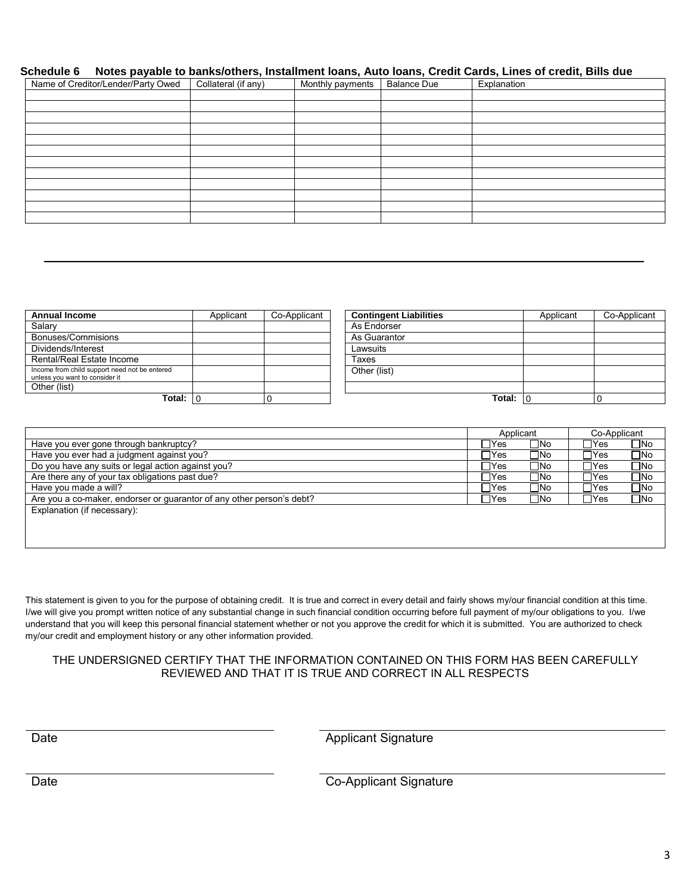**Schedule 6 Notes payable to banks/others, Installment loans, Auto loans, Credit Cards, Lines of credit, Bills due**

| Name of Creditor/Lender/Party Owed | Collateral (if any) | Monthly payments | Balance Due | Explanation |
|---|---|---|---|---|
| | | | | |
| | | | | |
| | | | | |
| | | | | |
| | | | | |
| | | | | |
| | | | | |
| | | | | |
| | | | | |
| | | | | |
| | | | | |
| | | | | |

---

| Annual Income | Applicant | Co-Applicant |
|---|---|---|
| Salary | | |
| Bonuses/Commisions | | |
| Dividends/Interest | | |
| Rental/Real Estate Income | | |
| Income from child support need not be entered unless you want to consider it | | |
| Other (list) | | |
| **Total:** | 0 | 0 |

| Contingent Liabilities | Applicant | Co-Applicant |
|---|---|---|
| As Endorser | | |
| As Guarantor | | |
| Lawsuits | | |
| Taxes | | |
| Other (list) | | |
| | | |
| **Total:** | 0 | 0 |

| | Applicant | | Co-Applicant | |
|---|---|---|---|---|
| Have you ever gone through bankruptcy? | ☐Yes | ☐No | ☐Yes | ☐No |
| Have you ever had a judgment against you? | ☐Yes | ☐No | ☐Yes | ☐No |
| Do you have any suits or legal action against you? | ☐Yes | ☐No | ☐Yes | ☐No |
| Are there any of your tax obligations past due? | ☐Yes | ☐No | ☐Yes | ☐No |
| Have you made a will? | ☐Yes | ☐No | ☐Yes | ☐No |
| Are you a co-maker, endorser or guarantor of any other person's debt? | ☐Yes | ☐No | ☐Yes | ☐No |
| Explanation (if necessary): | | | | |

This statement is given to you for the purpose of obtaining credit. It is true and correct in every detail and fairly shows my/our financial condition at this time. I/we will give you prompt written notice of any substantial change in such financial condition occurring before full payment of my/our obligations to you. I/we understand that you will keep this personal financial statement whether or not you approve the credit for which it is submitted. You are authorized to check my/our credit and employment history or any other information provided.

THE UNDERSIGNED CERTIFY THAT THE INFORMATION CONTAINED ON THIS FORM HAS BEEN CAREFULLY REVIEWED AND THAT IT IS TRUE AND CORRECT IN ALL RESPECTS

Date ____________________ Applicant Signature ____________________

Date ____________________ Co-Applicant Signature ____________________